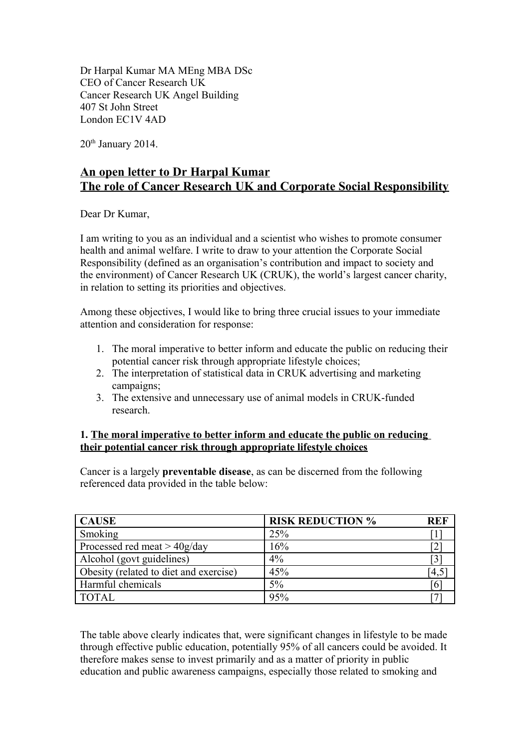Dr Harpal Kumar MA MEng MBA DSc
CEO of Cancer Research UK
Cancer Research UK Angel Building
407 St John Street
London EC1V 4AD

20th January 2014.

## An open letter to Dr Harpal Kumar
## The role of Cancer Research UK and Corporate Social Responsibility

Dear Dr Kumar,

I am writing to you as an individual and a scientist who wishes to promote consumer health and animal welfare. I write to draw to your attention the Corporate Social Responsibility (defined as an organisation's contribution and impact to society and the environment) of Cancer Research UK (CRUK), the world's largest cancer charity, in relation to setting its priorities and objectives.

Among these objectives, I would like to bring three crucial issues to your immediate attention and consideration for response:

1. The moral imperative to better inform and educate the public on reducing their potential cancer risk through appropriate lifestyle choices;
2. The interpretation of statistical data in CRUK advertising and marketing campaigns;
3. The extensive and unnecessary use of animal models in CRUK-funded research.

### 1. The moral imperative to better inform and educate the public on reducing their potential cancer risk through appropriate lifestyle choices

Cancer is a largely **preventable disease**, as can be discerned from the following referenced data provided in the table below:

| CAUSE | RISK REDUCTION % | REF |
|---|---|---|
| Smoking | 25% | [1] |
| Processed red meat > 40g/day | 16% | [2] |
| Alcohol (govt guidelines) | 4% | [3] |
| Obesity (related to diet and exercise) | 45% | [4,5] |
| Harmful chemicals | 5% | [6] |
| TOTAL | 95% | [7] |

The table above clearly indicates that, were significant changes in lifestyle to be made through effective public education, potentially 95% of all cancers could be avoided. It therefore makes sense to invest primarily and as a matter of priority in public education and public awareness campaigns, especially those related to smoking and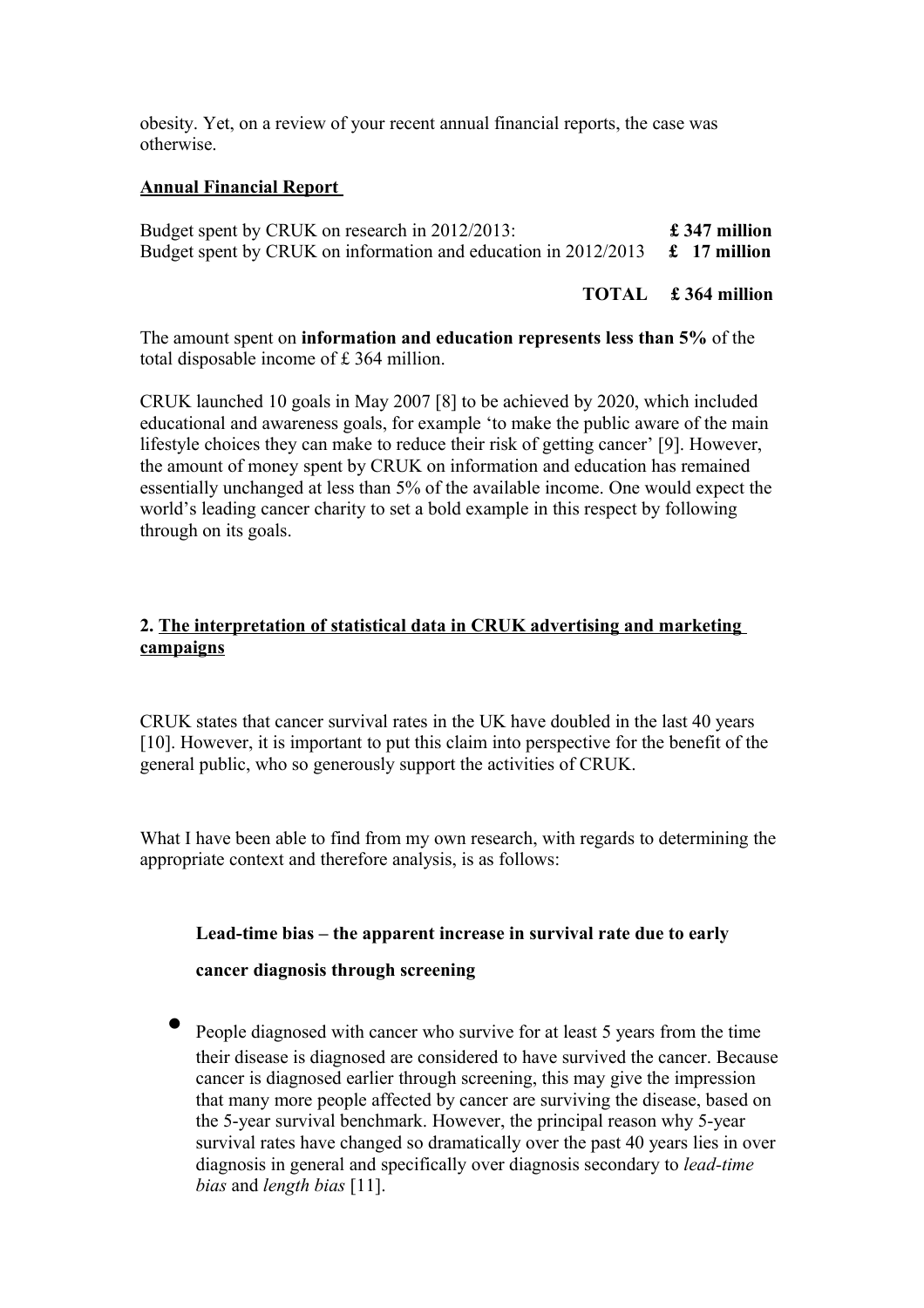obesity. Yet, on a review of your recent annual financial reports, the case was otherwise.

**Annual Financial Report**

| | |
|---|---|
| Budget spent by CRUK on research in 2012/2013: | **£ 347 million** |
| Budget spent by CRUK on information and education in 2012/2013 | **£ 17 million** |
| **TOTAL** | **£ 364 million** |

The amount spent on **information and education represents less than 5%** of the total disposable income of £ 364 million.

CRUK launched 10 goals in May 2007 [8] to be achieved by 2020, which included educational and awareness goals, for example 'to make the public aware of the main lifestyle choices they can make to reduce their risk of getting cancer' [9]. However, the amount of money spent by CRUK on information and education has remained essentially unchanged at less than 5% of the available income. One would expect the world's leading cancer charity to set a bold example in this respect by following through on its goals.

## 2. The interpretation of statistical data in CRUK advertising and marketing campaigns

CRUK states that cancer survival rates in the UK have doubled in the last 40 years [10]. However, it is important to put this claim into perspective for the benefit of the general public, who so generously support the activities of CRUK.

What I have been able to find from my own research, with regards to determining the appropriate context and therefore analysis, is as follows:

### Lead-time bias – the apparent increase in survival rate due to early cancer diagnosis through screening

- People diagnosed with cancer who survive for at least 5 years from the time their disease is diagnosed are considered to have survived the cancer. Because cancer is diagnosed earlier through screening, this may give the impression that many more people affected by cancer are surviving the disease, based on the 5-year survival benchmark. However, the principal reason why 5-year survival rates have changed so dramatically over the past 40 years lies in over diagnosis in general and specifically over diagnosis secondary to *lead-time bias* and *length bias* [11].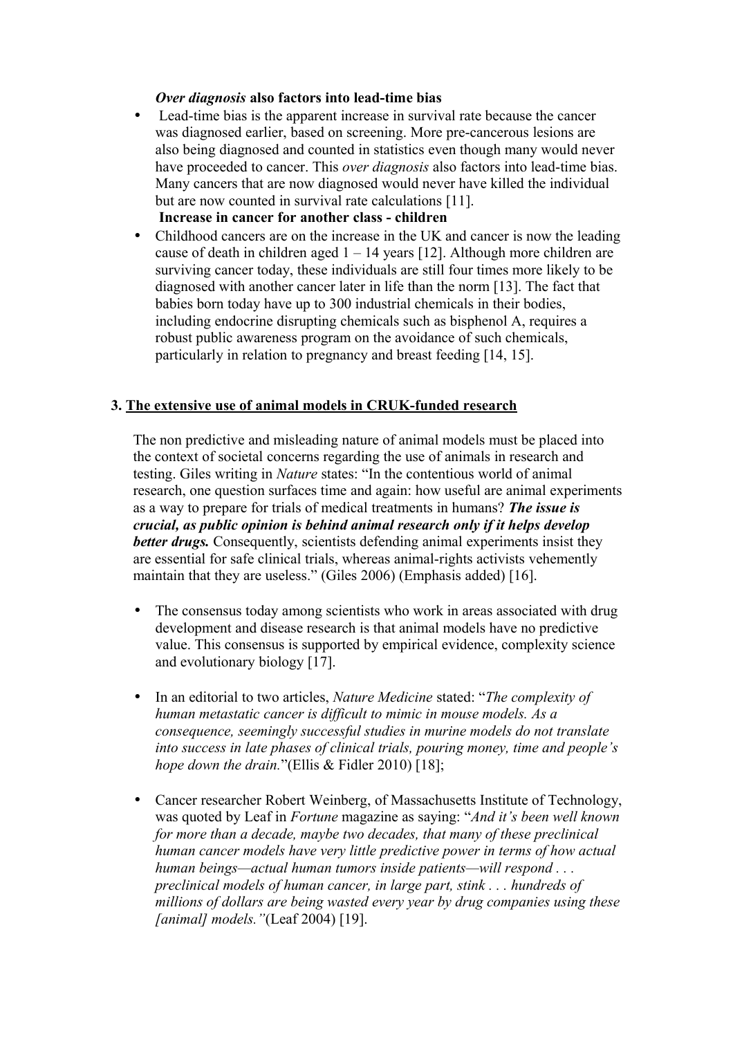***Over diagnosis* also factors into lead-time bias**

- Lead-time bias is the apparent increase in survival rate because the cancer was diagnosed earlier, based on screening. More pre-cancerous lesions are also being diagnosed and counted in statistics even though many would never have proceeded to cancer. This *over diagnosis* also factors into lead-time bias. Many cancers that are now diagnosed would never have killed the individual but are now counted in survival rate calculations [11].

**Increase in cancer for another class - children**

- Childhood cancers are on the increase in the UK and cancer is now the leading cause of death in children aged 1 – 14 years [12]. Although more children are surviving cancer today, these individuals are still four times more likely to be diagnosed with another cancer later in life than the norm [13]. The fact that babies born today have up to 300 industrial chemicals in their bodies, including endocrine disrupting chemicals such as bisphenol A, requires a robust public awareness program on the avoidance of such chemicals, particularly in relation to pregnancy and breast feeding [14, 15].

## 3. The extensive use of animal models in CRUK-funded research

The non predictive and misleading nature of animal models must be placed into the context of societal concerns regarding the use of animals in research and testing. Giles writing in *Nature* states: "In the contentious world of animal research, one question surfaces time and again: how useful are animal experiments as a way to prepare for trials of medical treatments in humans? ***The issue is crucial, as public opinion is behind animal research only if it helps develop better drugs.*** Consequently, scientists defending animal experiments insist they are essential for safe clinical trials, whereas animal-rights activists vehemently maintain that they are useless." (Giles 2006) (Emphasis added) [16].

- The consensus today among scientists who work in areas associated with drug development and disease research is that animal models have no predictive value. This consensus is supported by empirical evidence, complexity science and evolutionary biology [17].

- In an editorial to two articles, *Nature Medicine* stated: "*The complexity of human metastatic cancer is difficult to mimic in mouse models. As a consequence, seemingly successful studies in murine models do not translate into success in late phases of clinical trials, pouring money, time and people's hope down the drain.*"(Ellis & Fidler 2010) [18];

- Cancer researcher Robert Weinberg, of Massachusetts Institute of Technology, was quoted by Leaf in *Fortune* magazine as saying: "*And it's been well known for more than a decade, maybe two decades, that many of these preclinical human cancer models have very little predictive power in terms of how actual human beings—actual human tumors inside patients—will respond . . . preclinical models of human cancer, in large part, stink . . . hundreds of millions of dollars are being wasted every year by drug companies using these [animal] models.*"(Leaf 2004) [19].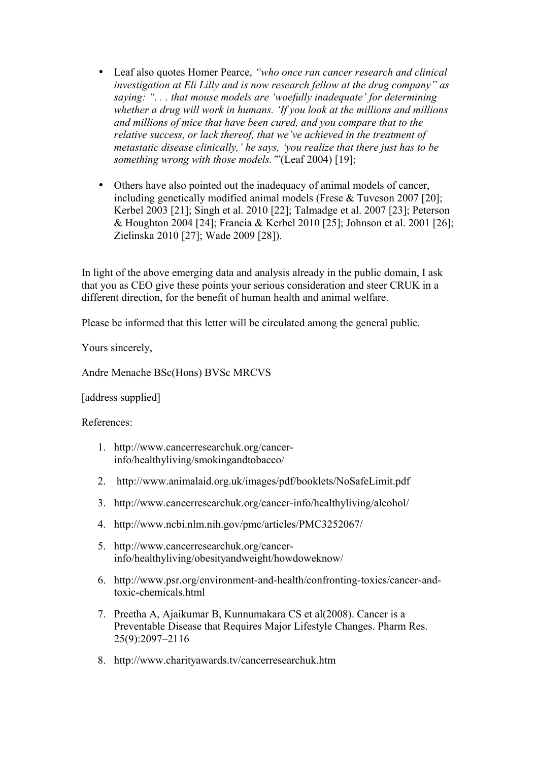- Leaf also quotes Homer Pearce, *"who once ran cancer research and clinical investigation at Eli Lilly and is now research fellow at the drug company" as saying: ". . . that mouse models are 'woefully inadequate' for determining whether a drug will work in humans. 'If you look at the millions and millions and millions of mice that have been cured, and you compare that to the relative success, or lack thereof, that we've achieved in the treatment of metastatic disease clinically,' he says, 'you realize that there just has to be something wrong with those models.'*"(Leaf 2004) [19];

- Others have also pointed out the inadequacy of animal models of cancer, including genetically modified animal models (Frese & Tuveson 2007 [20]; Kerbel 2003 [21]; Singh et al. 2010 [22]; Talmadge et al. 2007 [23]; Peterson & Houghton 2004 [24]; Francia & Kerbel 2010 [25]; Johnson et al. 2001 [26]; Zielinska 2010 [27]; Wade 2009 [28]).

In light of the above emerging data and analysis already in the public domain, I ask that you as CEO give these points your serious consideration and steer CRUK in a different direction, for the benefit of human health and animal welfare.

Please be informed that this letter will be circulated among the general public.

Yours sincerely,

Andre Menache BSc(Hons) BVSc MRCVS

[address supplied]

References:

1. http://www.cancerresearchuk.org/cancer-info/healthyliving/smokingandtobacco/
2. http://www.animalaid.org.uk/images/pdf/booklets/NoSafeLimit.pdf
3. http://www.cancerresearchuk.org/cancer-info/healthyliving/alcohol/
4. http://www.ncbi.nlm.nih.gov/pmc/articles/PMC3252067/
5. http://www.cancerresearchuk.org/cancer-info/healthyliving/obesityandweight/howdoweknow/
6. http://www.psr.org/environment-and-health/confronting-toxics/cancer-and-toxic-chemicals.html
7. Preetha A, Ajaikumar B, Kunnumakara CS et al(2008). Cancer is a Preventable Disease that Requires Major Lifestyle Changes. Pharm Res. 25(9):2097–2116
8. http://www.charityawards.tv/cancerresearchuk.htm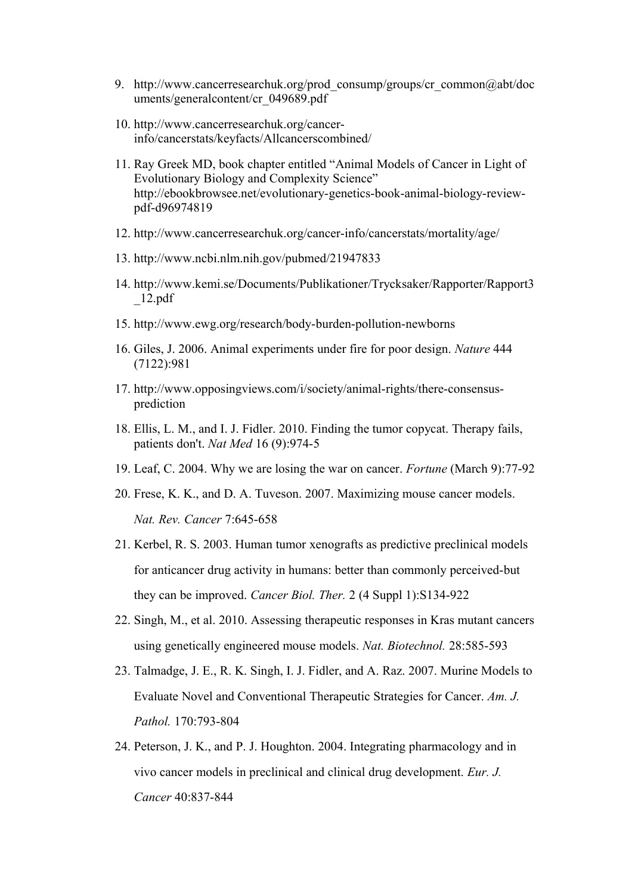9. http://www.cancerresearchuk.org/prod_consump/groups/cr_common@abt/documents/generalcontent/cr_049689.pdf

10. http://www.cancerresearchuk.org/cancer-info/cancerstats/keyfacts/Allcancerscombined/

11. Ray Greek MD, book chapter entitled "Animal Models of Cancer in Light of Evolutionary Biology and Complexity Science" http://ebookbrowsee.net/evolutionary-genetics-book-animal-biology-review-pdf-d96974819

12. http://www.cancerresearchuk.org/cancer-info/cancerstats/mortality/age/

13. http://www.ncbi.nlm.nih.gov/pubmed/21947833

14. http://www.kemi.se/Documents/Publikationer/Trycksaker/Rapporter/Rapport3_12.pdf

15. http://www.ewg.org/research/body-burden-pollution-newborns

16. Giles, J. 2006. Animal experiments under fire for poor design. *Nature* 444 (7122):981

17. http://www.opposingviews.com/i/society/animal-rights/there-consensus-prediction

18. Ellis, L. M., and I. J. Fidler. 2010. Finding the tumor copycat. Therapy fails, patients don't. *Nat Med* 16 (9):974-5

19. Leaf, C. 2004. Why we are losing the war on cancer. *Fortune* (March 9):77-92

20. Frese, K. K., and D. A. Tuveson. 2007. Maximizing mouse cancer models. *Nat. Rev. Cancer* 7:645-658

21. Kerbel, R. S. 2003. Human tumor xenografts as predictive preclinical models for anticancer drug activity in humans: better than commonly perceived-but they can be improved. *Cancer Biol. Ther.* 2 (4 Suppl 1):S134-922

22. Singh, M., et al. 2010. Assessing therapeutic responses in Kras mutant cancers using genetically engineered mouse models. *Nat. Biotechnol.* 28:585-593

23. Talmadge, J. E., R. K. Singh, I. J. Fidler, and A. Raz. 2007. Murine Models to Evaluate Novel and Conventional Therapeutic Strategies for Cancer. *Am. J. Pathol.* 170:793-804

24. Peterson, J. K., and P. J. Houghton. 2004. Integrating pharmacology and in vivo cancer models in preclinical and clinical drug development. *Eur. J. Cancer* 40:837-844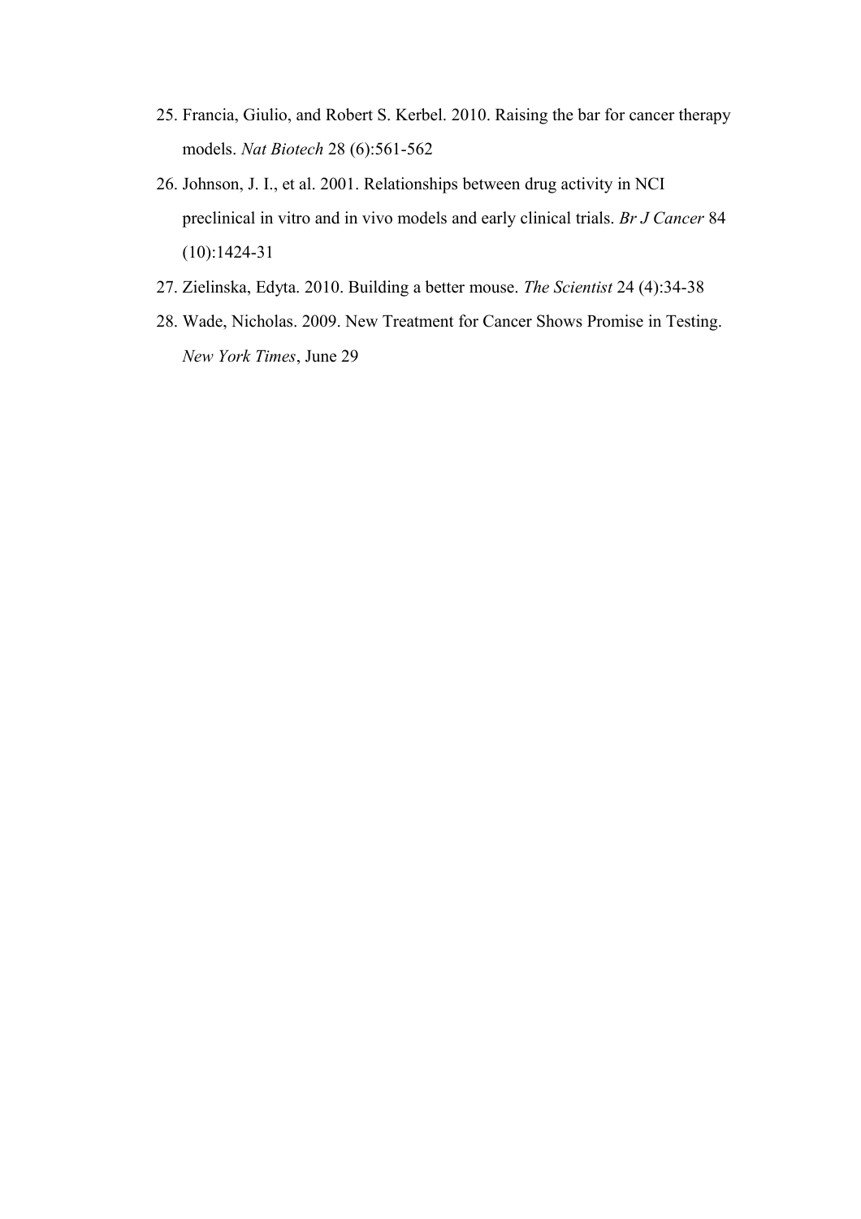25. Francia, Giulio, and Robert S. Kerbel. 2010. Raising the bar for cancer therapy models. *Nat Biotech* 28 (6):561-562
26. Johnson, J. I., et al. 2001. Relationships between drug activity in NCI preclinical in vitro and in vivo models and early clinical trials. *Br J Cancer* 84 (10):1424-31
27. Zielinska, Edyta. 2010. Building a better mouse. *The Scientist* 24 (4):34-38
28. Wade, Nicholas. 2009. New Treatment for Cancer Shows Promise in Testing. *New York Times*, June 29